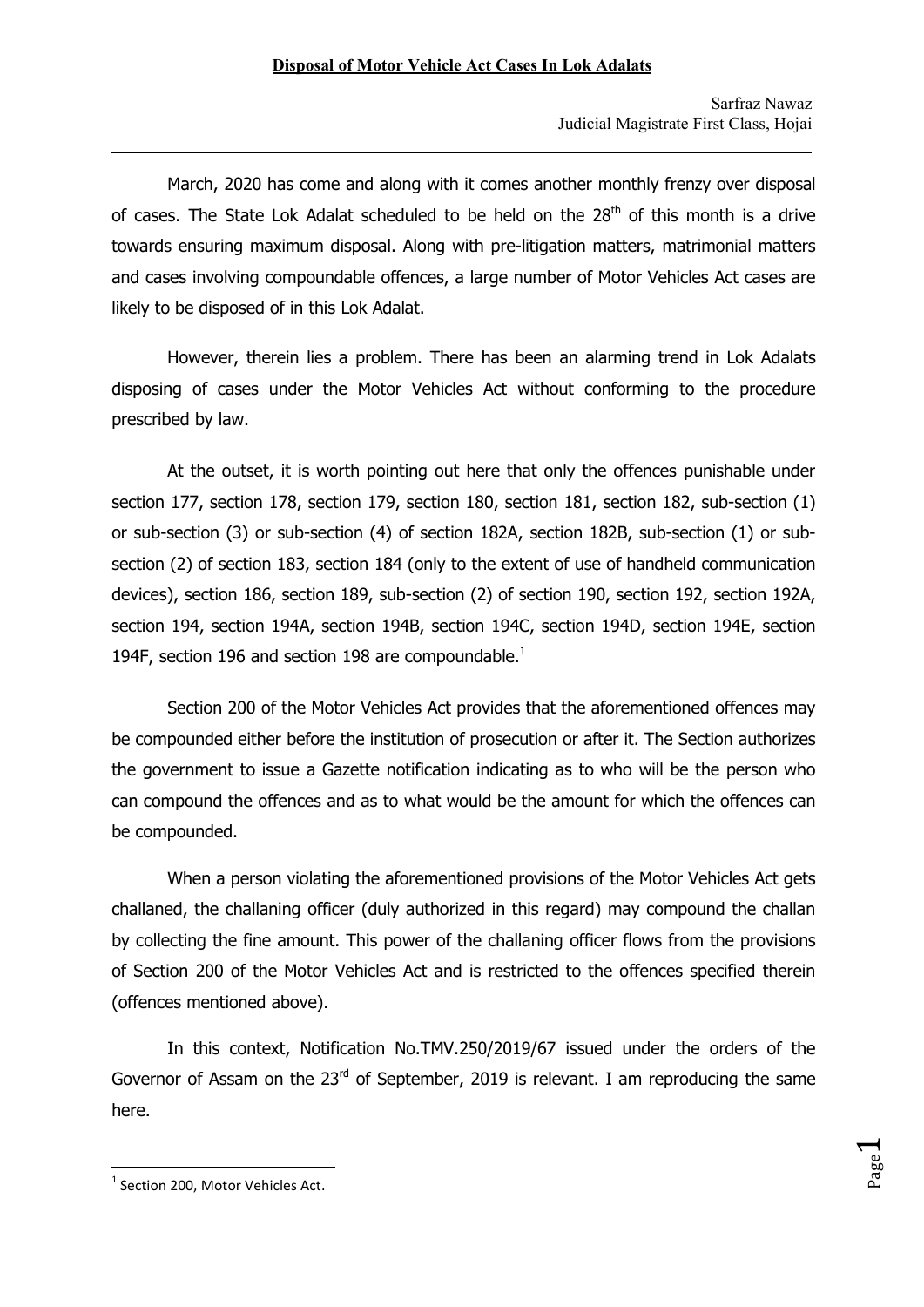**Disposal of Motor Vehicle Act Cases In Lok Adalats**

Sarfraz Nawaz
Judicial Magistrate First Class, Hojai

March, 2020 has come and along with it comes another monthly frenzy over disposal of cases. The State Lok Adalat scheduled to be held on the 28th of this month is a drive towards ensuring maximum disposal. Along with pre-litigation matters, matrimonial matters and cases involving compoundable offences, a large number of Motor Vehicles Act cases are likely to be disposed of in this Lok Adalat.

However, therein lies a problem. There has been an alarming trend in Lok Adalats disposing of cases under the Motor Vehicles Act without conforming to the procedure prescribed by law.

At the outset, it is worth pointing out here that only the offences punishable under section 177, section 178, section 179, section 180, section 181, section 182, sub-section (1) or sub-section (3) or sub-section (4) of section 182A, section 182B, sub-section (1) or sub-section (2) of section 183, section 184 (only to the extent of use of handheld communication devices), section 186, section 189, sub-section (2) of section 190, section 192, section 192A, section 194, section 194A, section 194B, section 194C, section 194D, section 194E, section 194F, section 196 and section 198 are compoundable.[1]

Section 200 of the Motor Vehicles Act provides that the aforementioned offences may be compounded either before the institution of prosecution or after it. The Section authorizes the government to issue a Gazette notification indicating as to who will be the person who can compound the offences and as to what would be the amount for which the offences can be compounded.

When a person violating the aforementioned provisions of the Motor Vehicles Act gets challaned, the challaning officer (duly authorized in this regard) may compound the challan by collecting the fine amount. This power of the challaning officer flows from the provisions of Section 200 of the Motor Vehicles Act and is restricted to the offences specified therein (offences mentioned above).

In this context, Notification No.TMV.250/2019/67 issued under the orders of the Governor of Assam on the 23rd of September, 2019 is relevant. I am reproducing the same here.

[1] Section 200, Motor Vehicles Act.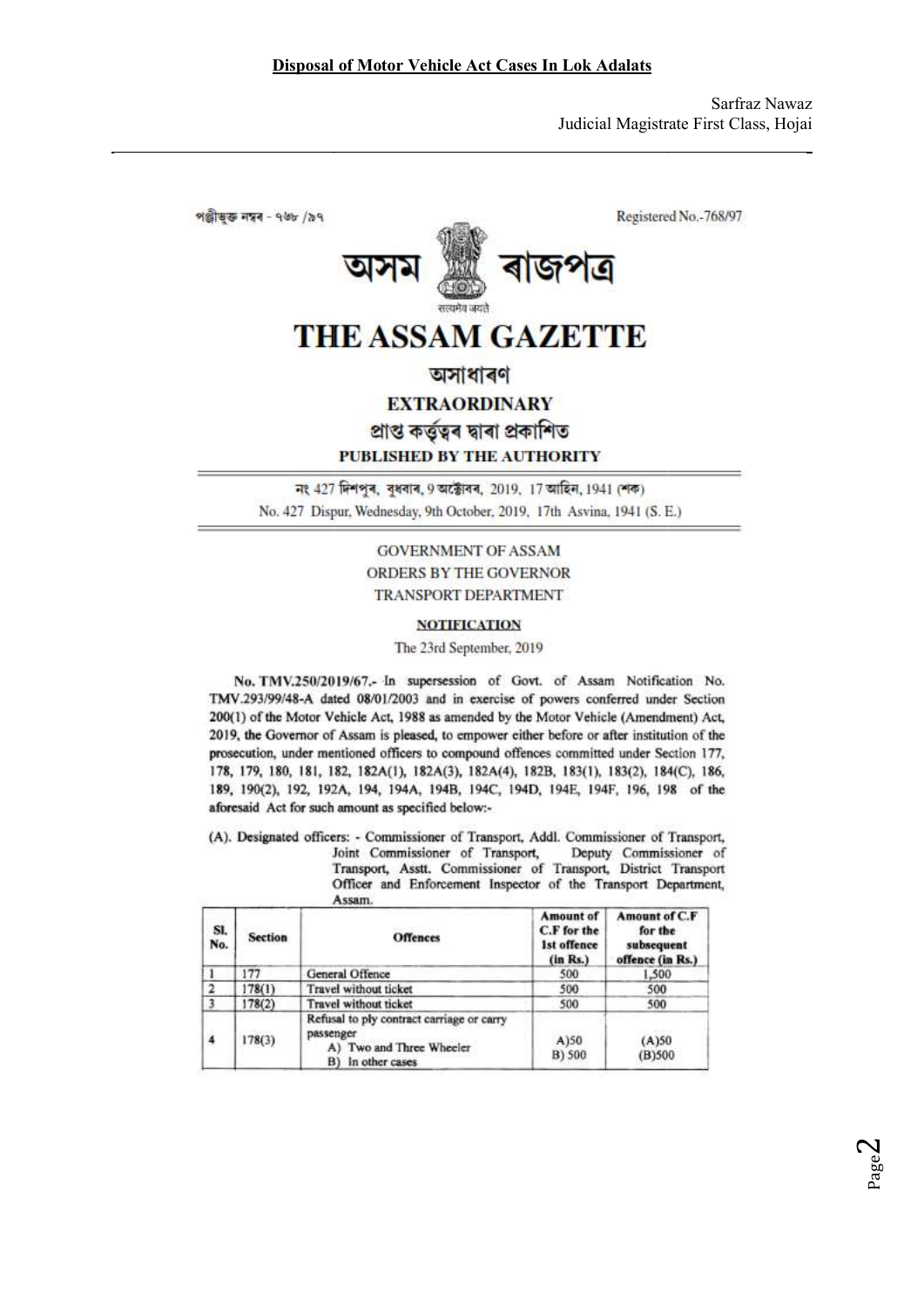**Disposal of Motor Vehicle Act Cases In Lok Adalats**

Sarfraz Nawaz
Judicial Magistrate First Class, Hojai

পঞ্জীভুক্ত নম্বৰ - ৭৬৮ /৯৭

Registered No.-768/97

অসম ৰাজপত্ৰ

सत्यमेव जयते

# THE ASSAM GAZETTE

অসাধাৰণ

**EXTRAORDINARY**

প্ৰাপ্ত কৰ্তৃত্বৰ দ্বাৰা প্ৰকাশিত

**PUBLISHED BY THE AUTHORITY**

নং 427 দিশপুৰ, বুধবাৰ, 9 অক্টোবৰ, 2019, 17 আহিন, 1941 (শক)

No. 427 Dispur, Wednesday, 9th October, 2019, 17th Asvina, 1941 (S. E.)

GOVERNMENT OF ASSAM
ORDERS BY THE GOVERNOR
TRANSPORT DEPARTMENT

**NOTIFICATION**

The 23rd September, 2019

**No. TMV.250/2019/67.**- In supersession of Govt. of Assam Notification No. TMV.293/99/48-A dated 08/01/2003 and in exercise of powers conferred under Section 200(1) of the Motor Vehicle Act, 1988 as amended by the Motor Vehicle (Amendment) Act, 2019, the Governor of Assam is pleased, to empower either before or after institution of the prosecution, under mentioned officers to compound offences committed under Section 177, 178, 179, 180, 181, 182, 182A(1), 182A(3), 182A(4), 182B, 183(1), 183(2), 184(C), 186, 189, 190(2), 192, 192A, 194, 194A, 194B, 194C, 194D, 194E, 194F, 196, 198 of the aforesaid Act for such amount as specified below:-

(A). Designated officers: - Commissioner of Transport, Addl. Commissioner of Transport, Joint Commissioner of Transport, Deputy Commissioner of Transport, Asstt. Commissioner of Transport, District Transport Officer and Enforcement Inspector of the Transport Department, Assam.

| Sl. No. | Section | Offences | Amount of C.F for the 1st offence (in Rs.) | Amount of C.F for the subsequent offence (in Rs.) |
|---|---|---|---|---|
| 1 | 177 | General Offence | 500 | 1,500 |
| 2 | 178(1) | Travel without ticket | 500 | 500 |
| 3 | 178(2) | Travel without ticket | 500 | 500 |
| 4 | 178(3) | Refusal to ply contract carriage or carry passenger<br>A) Two and Three Wheeler<br>B) In other cases | A)50<br>B) 500 | (A)50<br>(B)500 |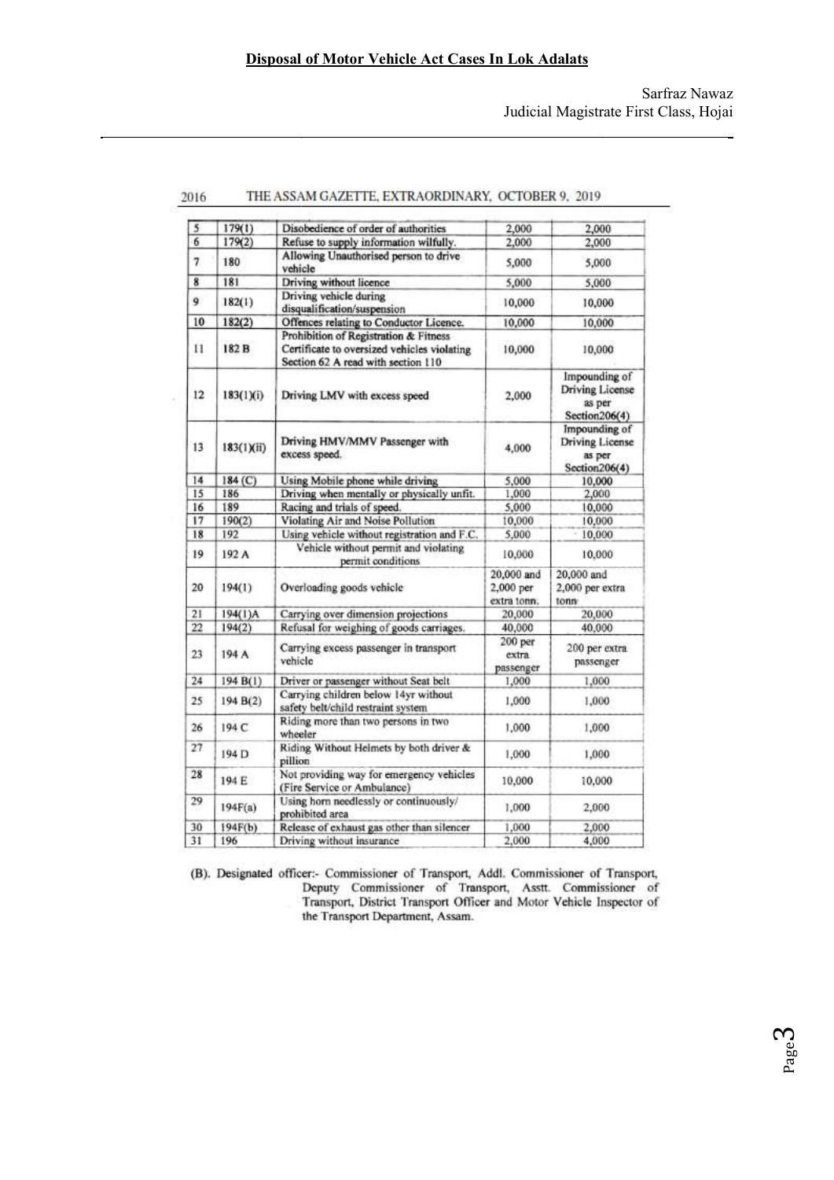2016 THE ASSAM GAZETTE, EXTRAORDINARY, OCTOBER 9, 2019

| | | | | |
|---|---|---|---|---|
| 5 | 179(1) | Disobedience of order of authorities | 2,000 | 2,000 |
| 6 | 179(2) | Refuse to supply information wilfully. | 2,000 | 2,000 |
| 7 | 180 | Allowing Unauthorised person to drive vehicle | 5,000 | 5,000 |
| 8 | 181 | Driving without licence | 5,000 | 5,000 |
| 9 | 182(1) | Driving vehicle during disqualification/suspension | 10,000 | 10,000 |
| 10 | 182(2) | Offences relating to Conductor Licence. | 10,000 | 10,000 |
| 11 | 182 B | Prohibition of Registration & Fitness Certificate to oversized vehicles violating Section 62 A read with section 110 | 10,000 | 10,000 |
| 12 | 183(1)(i) | Driving LMV with excess speed | 2,000 | Impounding of Driving License as per Section206(4) |
| 13 | 183(1)(ii) | Driving HMV/MMV Passenger with excess speed. | 4,000 | Impounding of Driving License as per Section206(4) |
| 14 | 184 (C) | Using Mobile phone while driving | 5,000 | 10,000 |
| 15 | 186 | Driving when mentally or physically unfit. | 1,000 | 2,000 |
| 16 | 189 | Racing and trials of speed. | 5,000 | 10,000 |
| 17 | 190(2) | Violating Air and Noise Pollution | 10,000 | 10,000 |
| 18 | 192 | Using vehicle without registration and F.C. | 5,000 | 10,000 |
| 19 | 192 A | Vehicle without permit and violating permit conditions | 10,000 | 10,000 |
| 20 | 194(1) | Overloading goods vehicle | 20,000 and 2,000 per extra tonn. | 20,000 and 2,000 per extra tonn |
| 21 | 194(1)A | Carrying over dimension projections | 20,000 | 20,000 |
| 22 | 194(2) | Refusal for weighing of goods carriages. | 40,000 | 40,000 |
| 23 | 194 A | Carrying excess passenger in transport vehicle | 200 per extra passenger | 200 per extra passenger |
| 24 | 194 B(1) | Driver or passenger without Seat belt | 1,000 | 1,000 |
| 25 | 194 B(2) | Carrying children below 14yr without safety belt/child restraint system | 1,000 | 1,000 |
| 26 | 194 C | Riding more than two persons in two wheeler | 1,000 | 1,000 |
| 27 | 194 D | Riding Without Helmets by both driver & pillion | 1,000 | 1,000 |
| 28 | 194 E | Not providing way for emergency vehicles (Fire Service or Ambulance) | 10,000 | 10,000 |
| 29 | 194F(a) | Using horn needlessly or continuously/ prohibited area | 1,000 | 2,000 |
| 30 | 194F(b) | Release of exhaust gas other than silencer | 1,000 | 2,000 |
| 31 | 196 | Driving without insurance | 2,000 | 4,000 |

(B). Designated officer:- Commissioner of Transport, Addl. Commissioner of Transport, Deputy Commissioner of Transport, Asstt. Commissioner of Transport, District Transport Officer and Motor Vehicle Inspector of the Transport Department, Assam.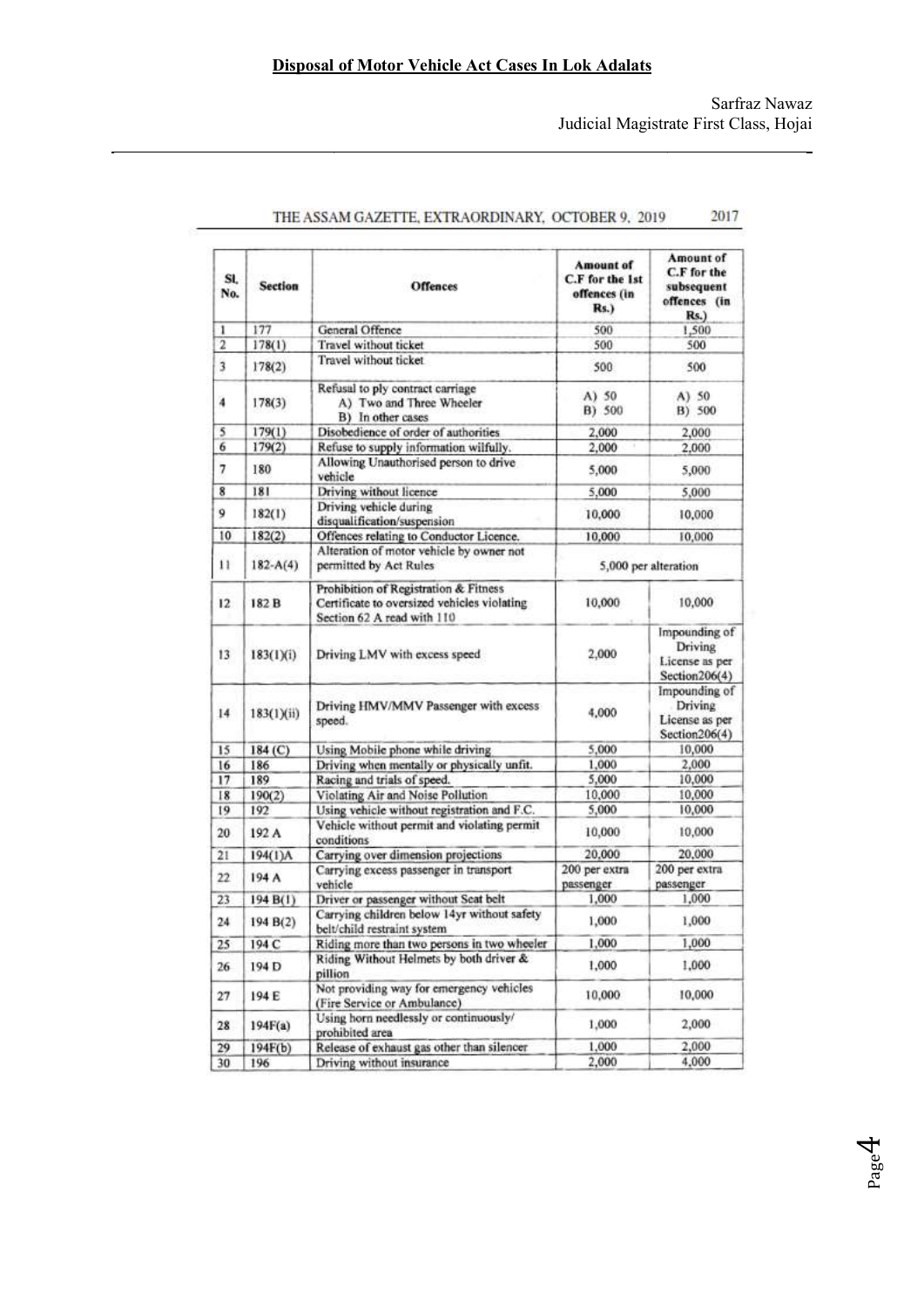THE ASSAM GAZETTE, EXTRAORDINARY, OCTOBER 9, 2019 2017

| Sl. No. | Section | Offences | Amount of C.F for the 1st offences (in Rs.) | Amount of C.F for the subsequent offences (in Rs.) |
|---|---|---|---|---|
| 1 | 177 | General Offence | 500 | 1,500 |
| 2 | 178(1) | Travel without ticket | 500 | 500 |
| 3 | 178(2) | Travel without ticket | 500 | 500 |
| 4 | 178(3) | Refusal to ply contract carriage A) Two and Three Wheeler B) In other cases | A) 50 B) 500 | A) 50 B) 500 |
| 5 | 179(1) | Disobedience of order of authorities | 2,000 | 2,000 |
| 6 | 179(2) | Refuse to supply information wilfully. | 2,000 | 2,000 |
| 7 | 180 | Allowing Unauthorised person to drive vehicle | 5,000 | 5,000 |
| 8 | 181 | Driving without licence | 5,000 | 5,000 |
| 9 | 182(1) | Driving vehicle during disqualification/suspension | 10,000 | 10,000 |
| 10 | 182(2) | Offences relating to Conductor Licence. | 10,000 | 10,000 |
| 11 | 182-A(4) | Alteration of motor vehicle by owner not permitted by Act Rules | 5,000 per alteration | |
| 12 | 182 B | Prohibition of Registration & Fitness Certificate to oversized vehicles violating Section 62 A read with 110 | 10,000 | 10,000 |
| 13 | 183(1)(i) | Driving LMV with excess speed | 2,000 | Impounding of Driving License as per Section206(4) |
| 14 | 183(1)(ii) | Driving HMV/MMV Passenger with excess speed. | 4,000 | Impounding of Driving License as per Section206(4) |
| 15 | 184 (C) | Using Mobile phone while driving | 5,000 | 10,000 |
| 16 | 186 | Driving when mentally or physically unfit. | 1,000 | 2,000 |
| 17 | 189 | Racing and trials of speed. | 5,000 | 10,000 |
| 18 | 190(2) | Violating Air and Noise Pollution | 10,000 | 10,000 |
| 19 | 192 | Using vehicle without registration and F.C. | 5,000 | 10,000 |
| 20 | 192 A | Vehicle without permit and violating permit conditions | 10,000 | 10,000 |
| 21 | 194(1)A | Carrying over dimension projections | 20,000 | 20,000 |
| 22 | 194 A | Carrying excess passenger in transport vehicle | 200 per extra passenger | 200 per extra passenger |
| 23 | 194 B(1) | Driver or passenger without Seat belt | 1,000 | 1,000 |
| 24 | 194 B(2) | Carrying children below 14yr without safety belt/child restraint system | 1,000 | 1,000 |
| 25 | 194 C | Riding more than two persons in two wheeler | 1,000 | 1,000 |
| 26 | 194 D | Riding Without Helmets by both driver & pillion | 1,000 | 1,000 |
| 27 | 194 E | Not providing way for emergency vehicles (Fire Service or Ambulance) | 10,000 | 10,000 |
| 28 | 194F(a) | Using horn needlessly or continuously/ prohibited area | 1,000 | 2,000 |
| 29 | 194F(b) | Release of exhaust gas other than silencer | 1,000 | 2,000 |
| 30 | 196 | Driving without insurance | 2,000 | 4,000 |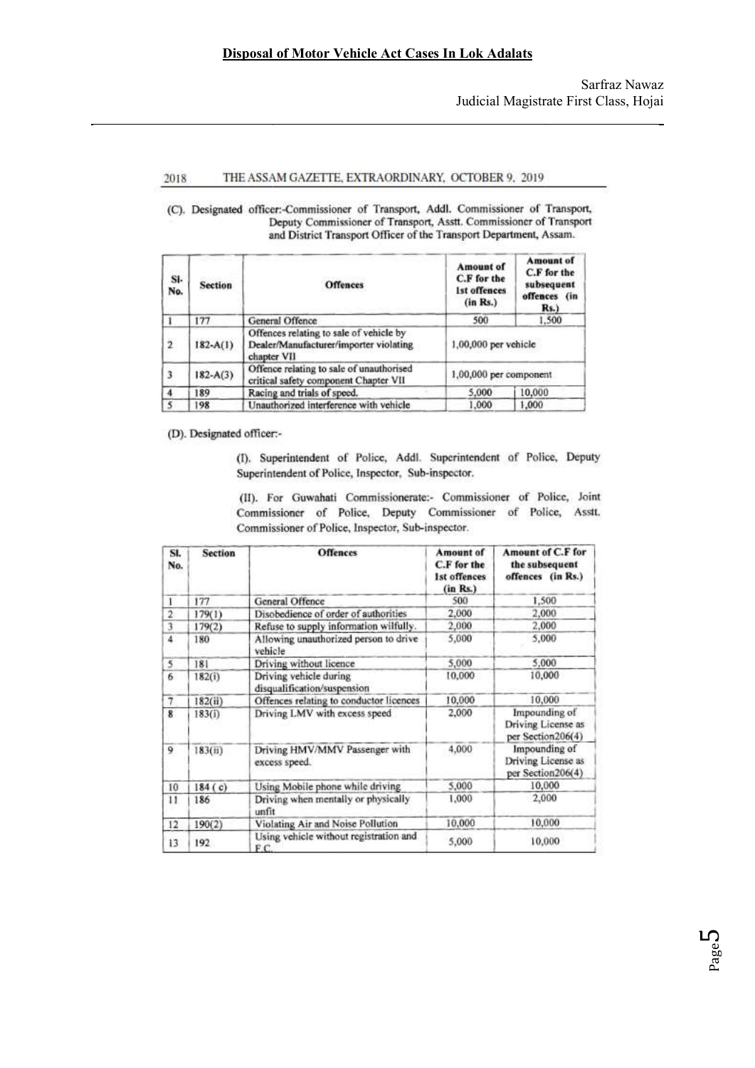2018 THE ASSAM GAZETTE, EXTRAORDINARY, OCTOBER 9, 2019

(C). Designated officer:-Commissioner of Transport, Addl. Commissioner of Transport, Deputy Commissioner of Transport, Asstt. Commissioner of Transport and District Transport Officer of the Transport Department, Assam.

| Sl-No. | Section | Offences | Amount of C.F for the 1st offences (in Rs.) | Amount of C.F for the subsequent offences (in Rs.) |
|---|---|---|---|---|
| 1 | 177 | General Offence | 500 | 1,500 |
| 2 | 182-A(1) | Offences relating to sale of vehicle by Dealer/Manufacturer/importer violating chapter VII | 1,00,000 per vehicle | |
| 3 | 182-A(3) | Offence relating to sale of unauthorised critical safety component Chapter VII | 1,00,000 per component | |
| 4 | 189 | Racing and trials of speed. | 5,000 | 10,000 |
| 5 | 198 | Unauthorized interference with vehicle | 1,000 | 1,000 |

(D). Designated officer:-

(I). Superintendent of Police, Addl. Superintendent of Police, Deputy Superintendent of Police, Inspector, Sub-inspector.

(II). For Guwahati Commissionerate:- Commissioner of Police, Joint Commissioner of Police, Deputy Commissioner of Police, Asstt. Commissioner of Police, Inspector, Sub-inspector.

| Sl. No. | Section | Offences | Amount of C.F for the 1st offences (in Rs.) | Amount of C.F for the subsequent offences (in Rs.) |
|---|---|---|---|---|
| 1 | 177 | General Offence | 500 | 1,500 |
| 2 | 179(1) | Disobedience of order of authorities | 2,000 | 2,000 |
| 3 | 179(2) | Refuse to supply information wilfully. | 2,000 | 2,000 |
| 4 | 180 | Allowing unauthorized person to drive vehicle | 5,000 | 5,000 |
| 5 | 181 | Driving without licence | 5,000 | 5,000 |
| 6 | 182(i) | Driving vehicle during disqualification/suspension | 10,000 | 10,000 |
| 7 | 182(ii) | Offences relating to conductor licences | 10,000 | 10,000 |
| 8 | 183(i) | Driving LMV with excess speed | 2,000 | Impounding of Driving License as per Section206(4) |
| 9 | 183(ii) | Driving HMV/MMV Passenger with excess speed. | 4,000 | Impounding of Driving License as per Section206(4) |
| 10 | 184 ( c) | Using Mobile phone while driving | 5,000 | 10,000 |
| 11 | 186 | Driving when mentally or physically unfit | 1,000 | 2,000 |
| 12 | 190(2) | Violating Air and Noise Pollution | 10,000 | 10,000 |
| 13 | 192 | Using vehicle without registration and F.C. | 5,000 | 10,000 |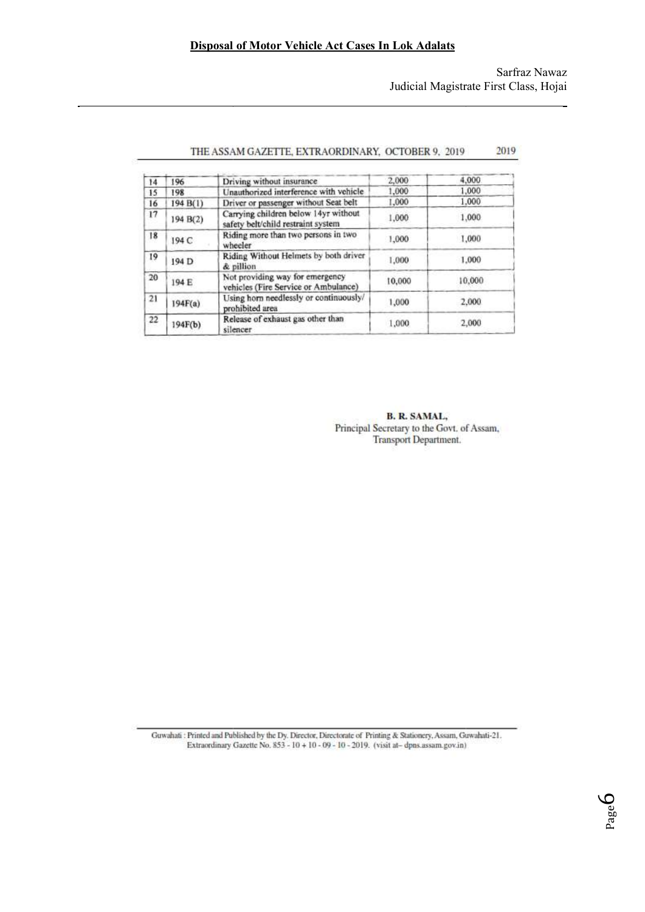THE ASSAM GAZETTE, EXTRAORDINARY, OCTOBER 9, 2019 2019

| | | | | |
|---|---|---|---|---|
| 14 | 196 | Driving without insurance | 2,000 | 4,000 |
| 15 | 198 | Unauthorized interference with vehicle | 1,000 | 1,000 |
| 16 | 194 B(1) | Driver or passenger without Seat belt | 1,000 | 1,000 |
| 17 | 194 B(2) | Carrying children below 14yr without safety belt/child restraint system | 1,000 | 1,000 |
| 18 | 194 C | Riding more than two persons in two wheeler | 1,000 | 1,000 |
| 19 | 194 D | Riding Without Helmets by both driver & pillion | 1,000 | 1,000 |
| 20 | 194 E | Not providing way for emergency vehicles (Fire Service or Ambulance) | 10,000 | 10,000 |
| 21 | 194F(a) | Using horn needlessly or continuously/ prohibited area | 1,000 | 2,000 |
| 22 | 194F(b) | Release of exhaust gas other than silencer | 1,000 | 2,000 |

**B. R. SAMAL,**
Principal Secretary to the Govt. of Assam,
Transport Department.

Guwahati : Printed and Published by the Dy. Director, Directorate of Printing & Stationery, Assam, Guwahati-21.
Extraordinary Gazette No. 853 - 10 + 10 - 09 - 10 - 2019. (visit at– dpns.assam.gov.in)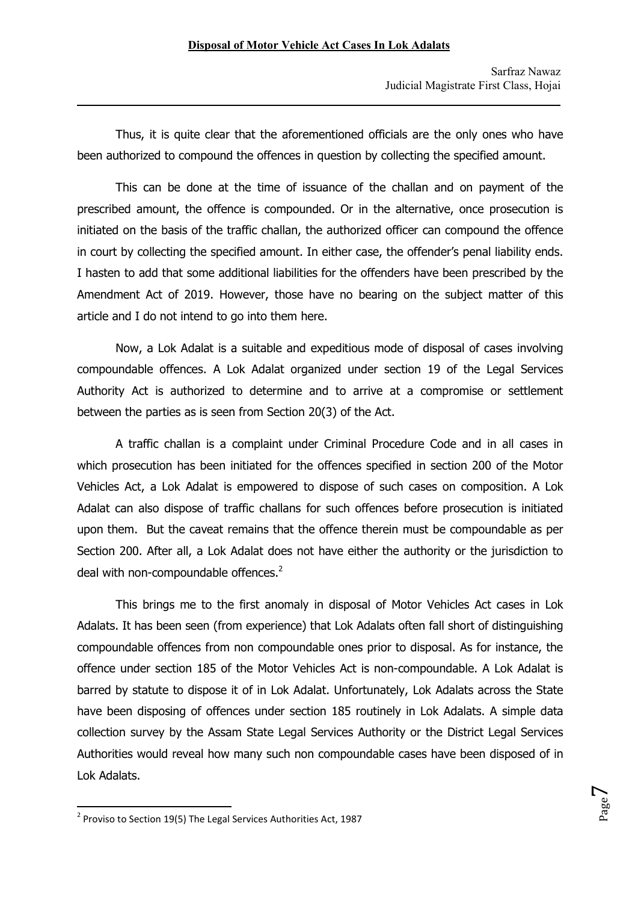Thus, it is quite clear that the aforementioned officials are the only ones who have been authorized to compound the offences in question by collecting the specified amount.

This can be done at the time of issuance of the challan and on payment of the prescribed amount, the offence is compounded. Or in the alternative, once prosecution is initiated on the basis of the traffic challan, the authorized officer can compound the offence in court by collecting the specified amount. In either case, the offender's penal liability ends. I hasten to add that some additional liabilities for the offenders have been prescribed by the Amendment Act of 2019. However, those have no bearing on the subject matter of this article and I do not intend to go into them here.

Now, a Lok Adalat is a suitable and expeditious mode of disposal of cases involving compoundable offences. A Lok Adalat organized under section 19 of the Legal Services Authority Act is authorized to determine and to arrive at a compromise or settlement between the parties as is seen from Section 20(3) of the Act.

A traffic challan is a complaint under Criminal Procedure Code and in all cases in which prosecution has been initiated for the offences specified in section 200 of the Motor Vehicles Act, a Lok Adalat is empowered to dispose of such cases on composition. A Lok Adalat can also dispose of traffic challans for such offences before prosecution is initiated upon them. But the caveat remains that the offence therein must be compoundable as per Section 200. After all, a Lok Adalat does not have either the authority or the jurisdiction to deal with non-compoundable offences.[2]

This brings me to the first anomaly in disposal of Motor Vehicles Act cases in Lok Adalats. It has been seen (from experience) that Lok Adalats often fall short of distinguishing compoundable offences from non compoundable ones prior to disposal. As for instance, the offence under section 185 of the Motor Vehicles Act is non-compoundable. A Lok Adalat is barred by statute to dispose it of in Lok Adalat. Unfortunately, Lok Adalats across the State have been disposing of offences under section 185 routinely in Lok Adalats. A simple data collection survey by the Assam State Legal Services Authority or the District Legal Services Authorities would reveal how many such non compoundable cases have been disposed of in Lok Adalats.

[2] Proviso to Section 19(5) The Legal Services Authorities Act, 1987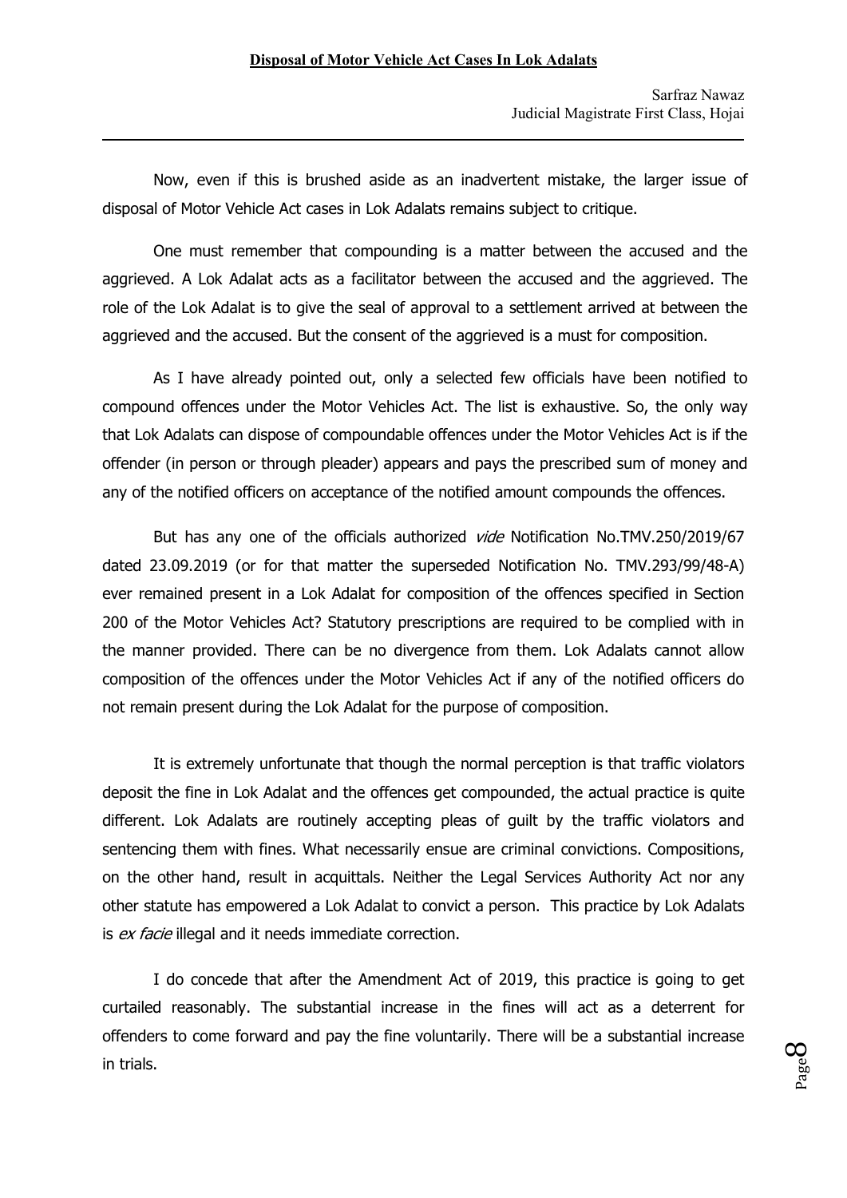Now, even if this is brushed aside as an inadvertent mistake, the larger issue of disposal of Motor Vehicle Act cases in Lok Adalats remains subject to critique.

One must remember that compounding is a matter between the accused and the aggrieved. A Lok Adalat acts as a facilitator between the accused and the aggrieved. The role of the Lok Adalat is to give the seal of approval to a settlement arrived at between the aggrieved and the accused. But the consent of the aggrieved is a must for composition.

As I have already pointed out, only a selected few officials have been notified to compound offences under the Motor Vehicles Act. The list is exhaustive. So, the only way that Lok Adalats can dispose of compoundable offences under the Motor Vehicles Act is if the offender (in person or through pleader) appears and pays the prescribed sum of money and any of the notified officers on acceptance of the notified amount compounds the offences.

But has any one of the officials authorized *vide* Notification No.TMV.250/2019/67 dated 23.09.2019 (or for that matter the superseded Notification No. TMV.293/99/48-A) ever remained present in a Lok Adalat for composition of the offences specified in Section 200 of the Motor Vehicles Act? Statutory prescriptions are required to be complied with in the manner provided. There can be no divergence from them. Lok Adalats cannot allow composition of the offences under the Motor Vehicles Act if any of the notified officers do not remain present during the Lok Adalat for the purpose of composition.

It is extremely unfortunate that though the normal perception is that traffic violators deposit the fine in Lok Adalat and the offences get compounded, the actual practice is quite different. Lok Adalats are routinely accepting pleas of guilt by the traffic violators and sentencing them with fines. What necessarily ensue are criminal convictions. Compositions, on the other hand, result in acquittals. Neither the Legal Services Authority Act nor any other statute has empowered a Lok Adalat to convict a person. This practice by Lok Adalats is *ex facie* illegal and it needs immediate correction.

I do concede that after the Amendment Act of 2019, this practice is going to get curtailed reasonably. The substantial increase in the fines will act as a deterrent for offenders to come forward and pay the fine voluntarily. There will be a substantial increase in trials.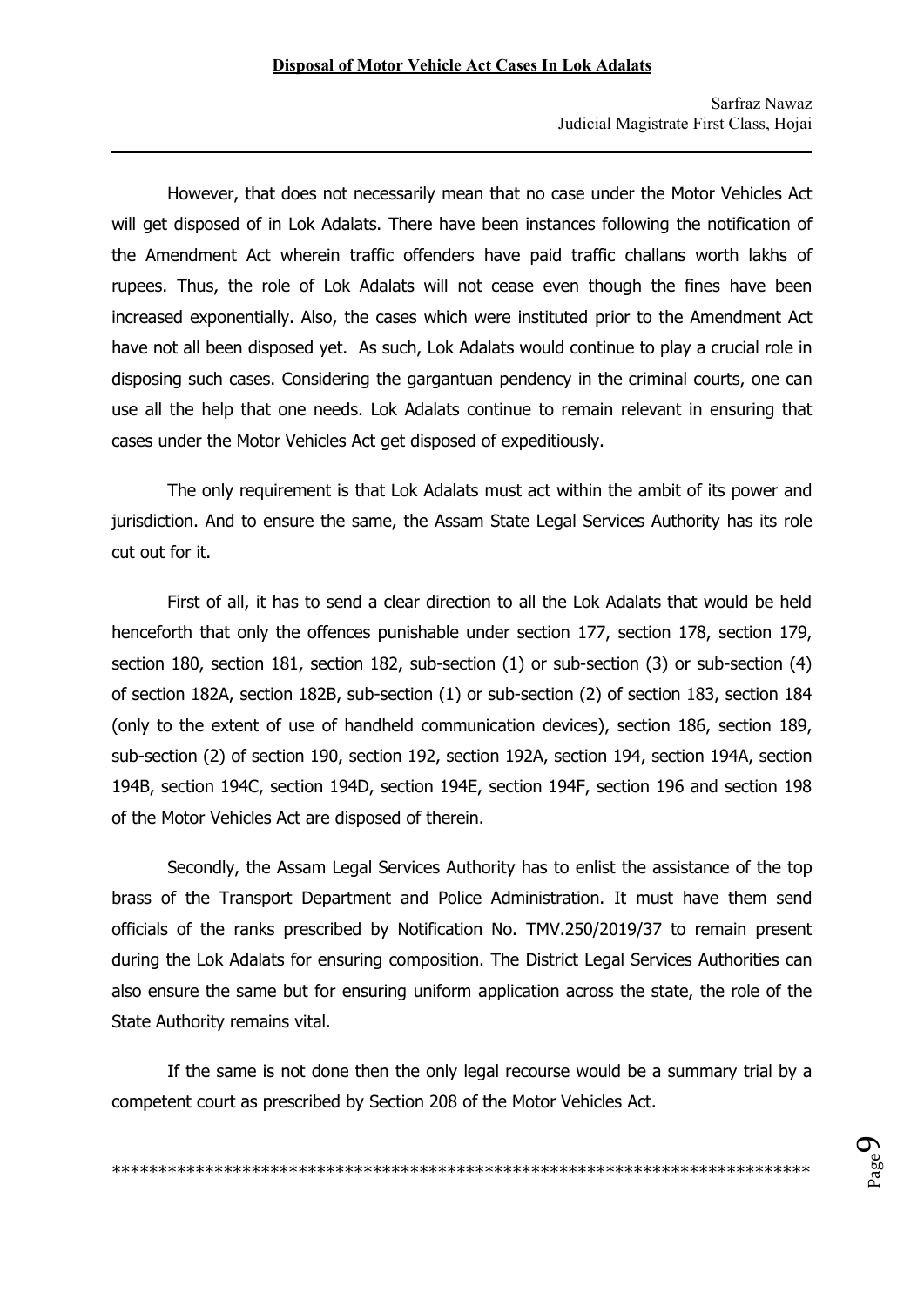However, that does not necessarily mean that no case under the Motor Vehicles Act will get disposed of in Lok Adalats. There have been instances following the notification of the Amendment Act wherein traffic offenders have paid traffic challans worth lakhs of rupees. Thus, the role of Lok Adalats will not cease even though the fines have been increased exponentially. Also, the cases which were instituted prior to the Amendment Act have not all been disposed yet. As such, Lok Adalats would continue to play a crucial role in disposing such cases. Considering the gargantuan pendency in the criminal courts, one can use all the help that one needs. Lok Adalats continue to remain relevant in ensuring that cases under the Motor Vehicles Act get disposed of expeditiously.

The only requirement is that Lok Adalats must act within the ambit of its power and jurisdiction. And to ensure the same, the Assam State Legal Services Authority has its role cut out for it.

First of all, it has to send a clear direction to all the Lok Adalats that would be held henceforth that only the offences punishable under section 177, section 178, section 179, section 180, section 181, section 182, sub-section (1) or sub-section (3) or sub-section (4) of section 182A, section 182B, sub-section (1) or sub-section (2) of section 183, section 184 (only to the extent of use of handheld communication devices), section 186, section 189, sub-section (2) of section 190, section 192, section 192A, section 194, section 194A, section 194B, section 194C, section 194D, section 194E, section 194F, section 196 and section 198 of the Motor Vehicles Act are disposed of therein.

Secondly, the Assam Legal Services Authority has to enlist the assistance of the top brass of the Transport Department and Police Administration. It must have them send officials of the ranks prescribed by Notification No. TMV.250/2019/37 to remain present during the Lok Adalats for ensuring composition. The District Legal Services Authorities can also ensure the same but for ensuring uniform application across the state, the role of the State Authority remains vital.

If the same is not done then the only legal recourse would be a summary trial by a competent court as prescribed by Section 208 of the Motor Vehicles Act.

\*\*\*\*\*\*\*\*\*\*\*\*\*\*\*\*\*\*\*\*\*\*\*\*\*\*\*\*\*\*\*\*\*\*\*\*\*\*\*\*\*\*\*\*\*\*\*\*\*\*\*\*\*\*\*\*\*\*\*\*\*\*\*\*\*\*\*\*\*\*\*\*\*\*\*\*\*